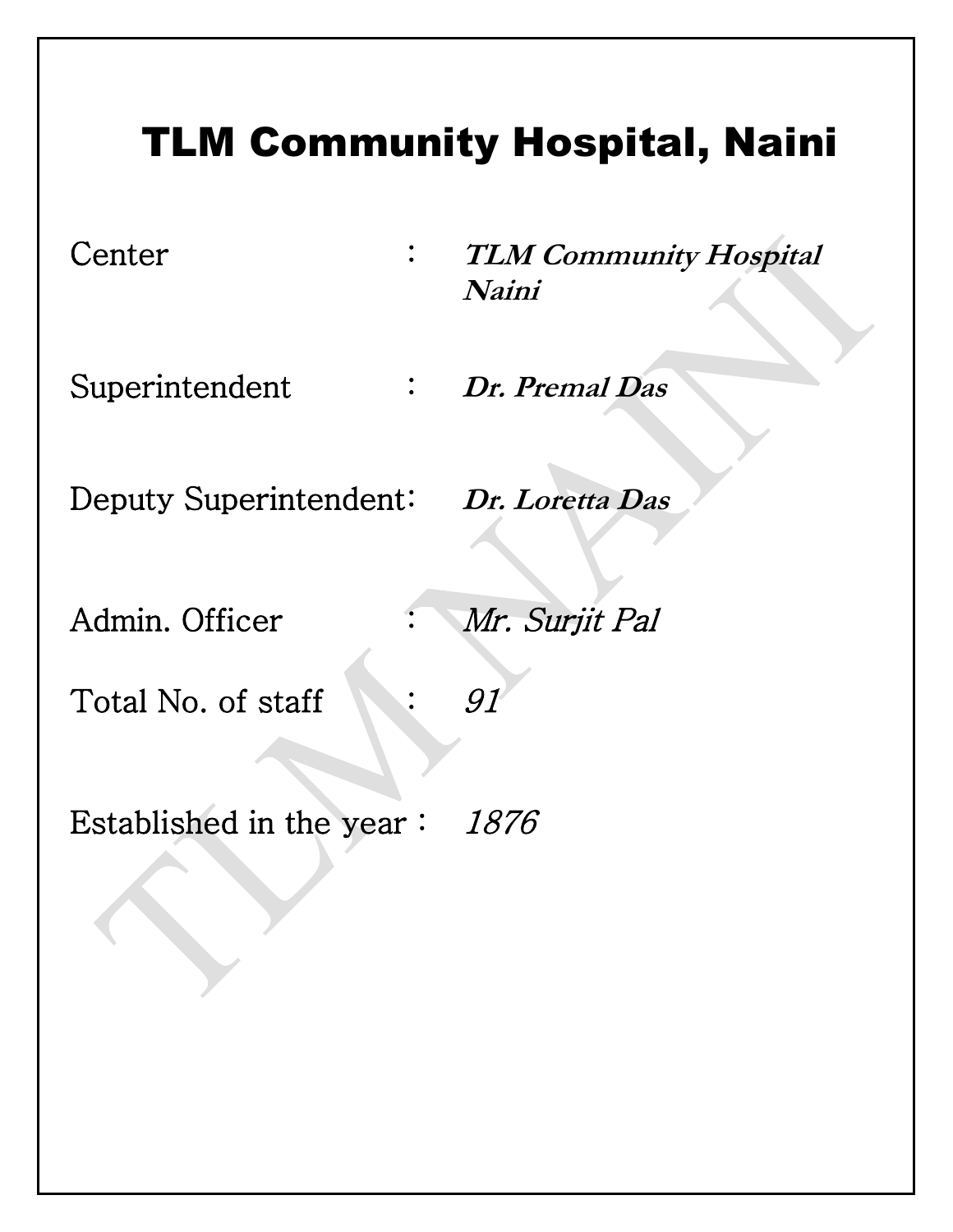# TLM Community Hospital, Naini

Center : ***TLM Community Hospital Naini***

Superintendent : ***Dr. Premal Das***

Deputy Superintendent: ***Dr. Loretta Das***

Admin. Officer : *Mr. Surjit Pal*

Total No. of staff : *91*

Established in the year : *1876*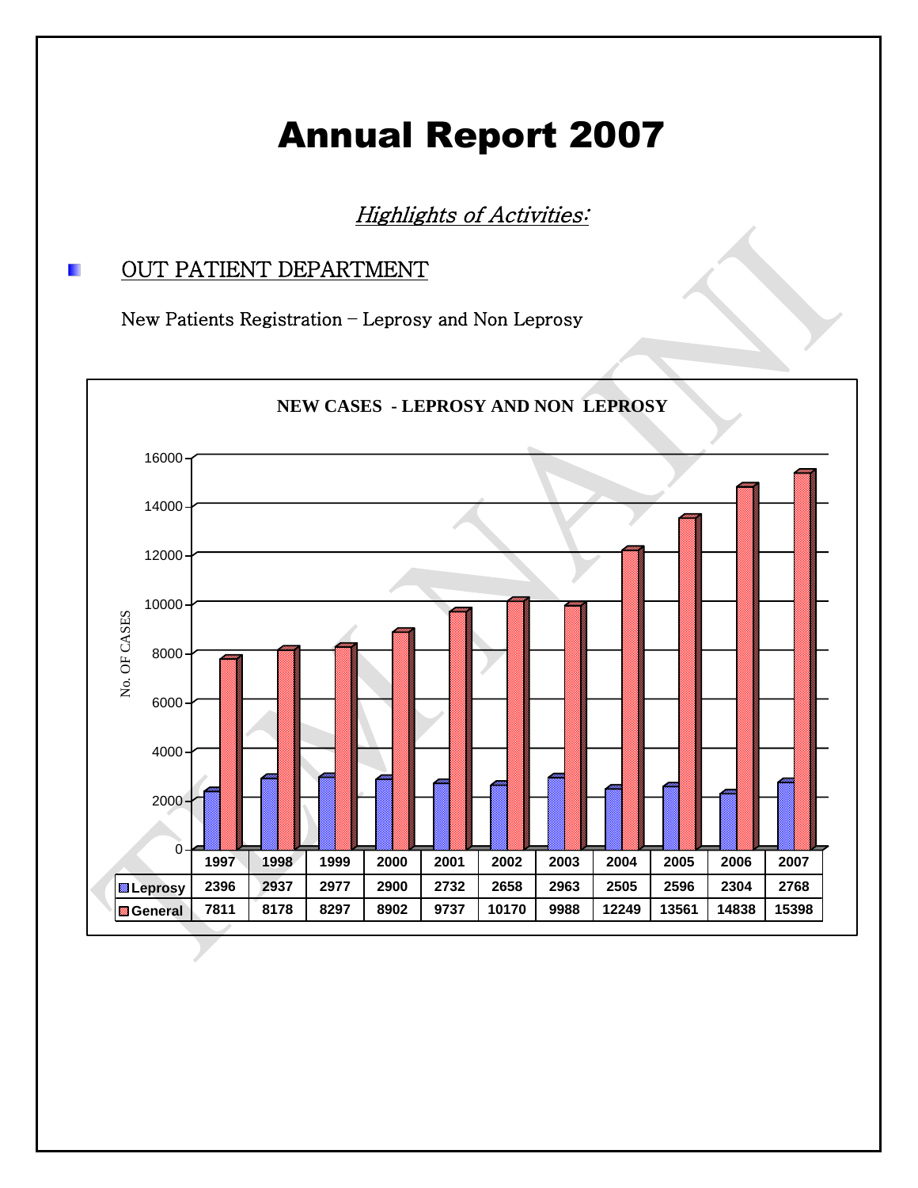# Annual Report 2007

## *Highlights of Activities:*

### OUT PATIENT DEPARTMENT

New Patients Registration – Leprosy and Non Leprosy

**NEW CASES - LEPROSY AND NON LEPROSY**

| | 1997 | 1998 | 1999 | 2000 | 2001 | 2002 | 2003 | 2004 | 2005 | 2006 | 2007 |
|---|---|---|---|---|---|---|---|---|---|---|---|
| Leprosy | 2396 | 2937 | 2977 | 2900 | 2732 | 2658 | 2963 | 2505 | 2596 | 2304 | 2768 |
| General | 7811 | 8178 | 8297 | 8902 | 9737 | 10170 | 9988 | 12249 | 13561 | 14838 | 15398 |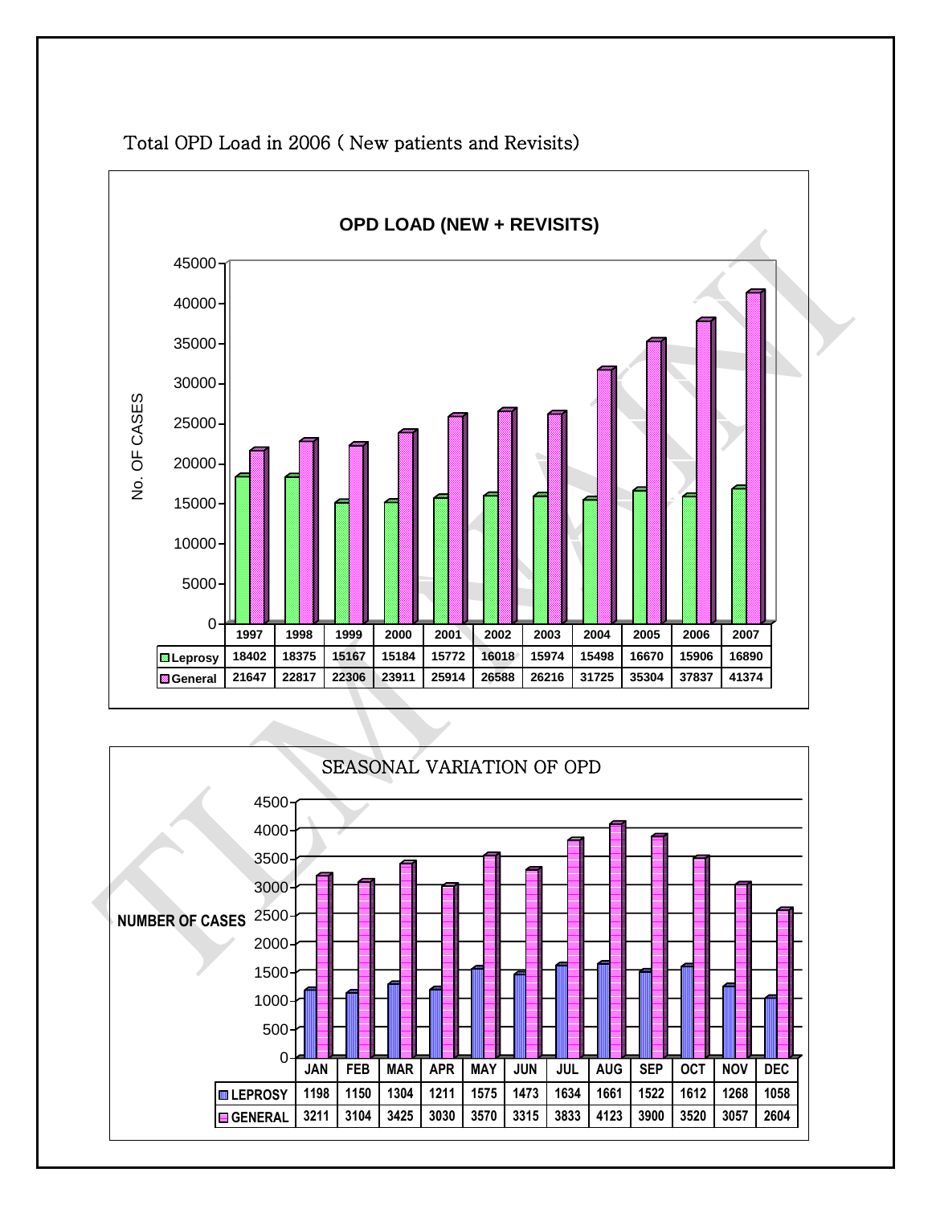Total OPD Load in 2006 ( New patients and Revisits)

**OPD LOAD (NEW + REVISITS)**

| | 1997 | 1998 | 1999 | 2000 | 2001 | 2002 | 2003 | 2004 | 2005 | 2006 | 2007 |
|---|---|---|---|---|---|---|---|---|---|---|---|
| Leprosy | 18402 | 18375 | 15167 | 15184 | 15772 | 16018 | 15974 | 15498 | 16670 | 15906 | 16890 |
| General | 21647 | 22817 | 22306 | 23911 | 25914 | 26588 | 26216 | 31725 | 35304 | 37837 | 41374 |

SEASONAL VARIATION OF OPD

| | JAN | FEB | MAR | APR | MAY | JUN | JUL | AUG | SEP | OCT | NOV | DEC |
|---|---|---|---|---|---|---|---|---|---|---|---|---|
| LEPROSY | 1198 | 1150 | 1304 | 1211 | 1575 | 1473 | 1634 | 1661 | 1522 | 1612 | 1268 | 1058 |
| GENERAL | 3211 | 3104 | 3425 | 3030 | 3570 | 3315 | 3833 | 4123 | 3900 | 3520 | 3057 | 2604 |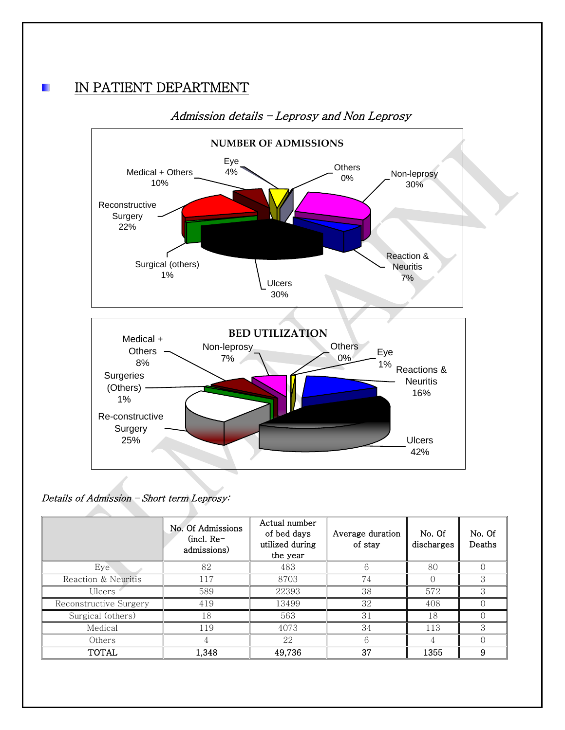## IN PATIENT DEPARTMENT

*Admission details – Leprosy and Non Leprosy*

**NUMBER OF ADMISSIONS**

- Eye 4%
- Others 0%
- Non-leprosy 30%
- Reaction & Neuritis 7%
- Ulcers 30%
- Surgical (others) 1%
- Reconstructive Surgery 22%
- Medical + Others 10%

**BED UTILIZATION**

- Medical + Others 8%
- Non-leprosy 7%
- Others 0%
- Eye 1%
- Reactions & Neuritis 16%
- Ulcers 42%
- Re-constructive Surgery 25%
- Surgeries (Others) 1%

*Details of Admission – Short term Leprosy:*

| | No. Of Admissions (incl. Re-admissions) | Actual number of bed days utilized during the year | Average duration of stay | No. Of discharges | No. Of Deaths |
|---|---|---|---|---|---|
| Eye | 82 | 483 | 6 | 80 | 0 |
| Reaction & Neuritis | 117 | 8703 | 74 | 0 | 3 |
| Ulcers | 589 | 22393 | 38 | 572 | 3 |
| Reconstructive Surgery | 419 | 13499 | 32 | 408 | 0 |
| Surgical (others) | 18 | 563 | 31 | 18 | 0 |
| Medical | 119 | 4073 | 34 | 113 | 3 |
| Others | 4 | 22 | 6 | 4 | 0 |
| TOTAL | 1,348 | 49,736 | 37 | 1355 | 9 |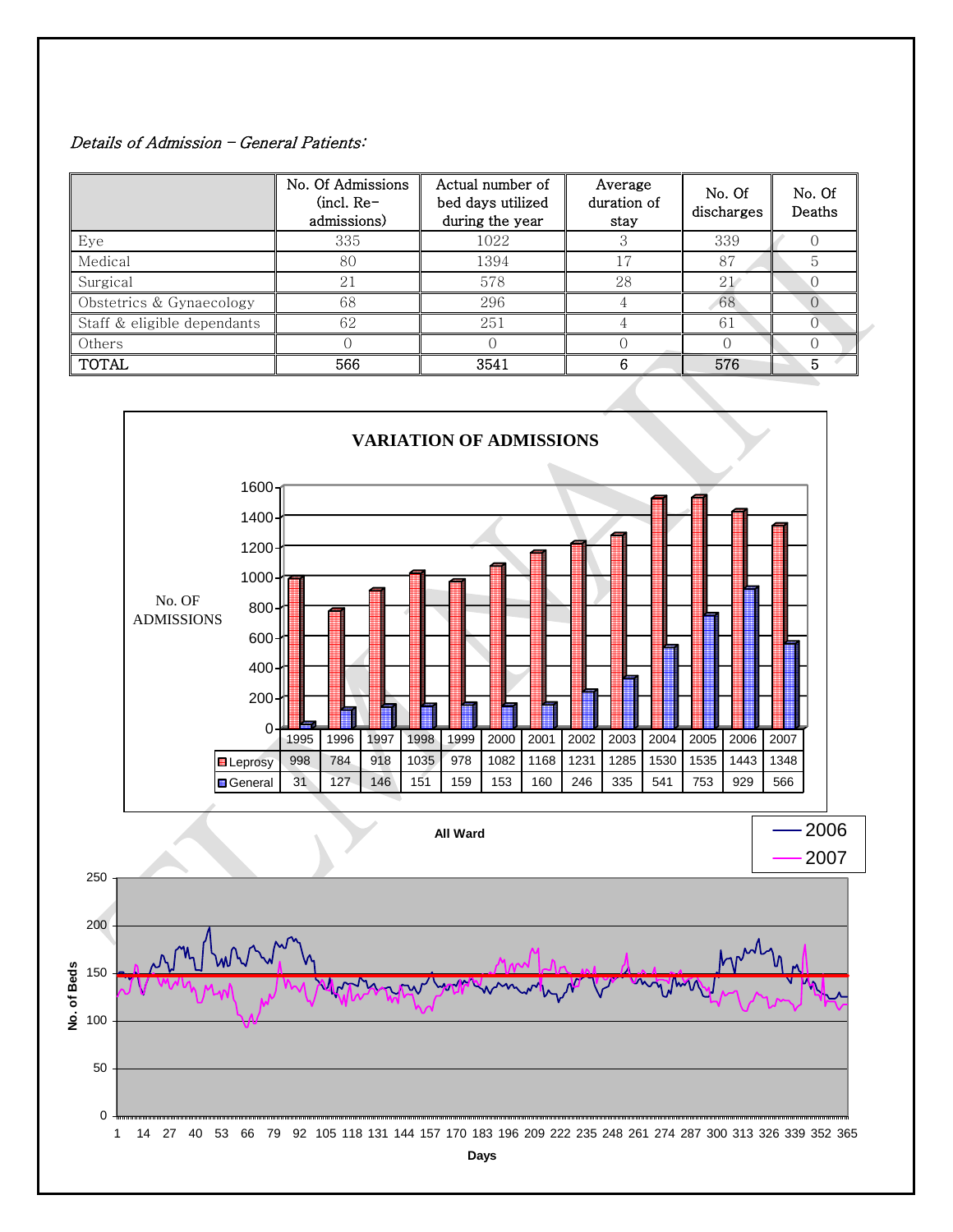*Details of Admission – General Patients:*

| | No. Of Admissions (incl. Re-admissions) | Actual number of bed days utilized during the year | Average duration of stay | No. Of discharges | No. Of Deaths |
|---|---|---|---|---|---|
| Eye | 335 | 1022 | 3 | 339 | 0 |
| Medical | 80 | 1394 | 17 | 87 | 5 |
| Surgical | 21 | 578 | 28 | 21 | 0 |
| Obstetrics & Gynaecology | 68 | 296 | 4 | 68 | 0 |
| Staff & eligible dependants | 62 | 251 | 4 | 61 | 0 |
| Others | 0 | 0 | 0 | 0 | 0 |
| TOTAL | 566 | 3541 | 6 | 576 | 5 |

**VARIATION OF ADMISSIONS**

| | 1995 | 1996 | 1997 | 1998 | 1999 | 2000 | 2001 | 2002 | 2003 | 2004 | 2005 | 2006 | 2007 |
|---|---|---|---|---|---|---|---|---|---|---|---|---|---|
| Leprosy | 998 | 784 | 918 | 1035 | 978 | 1082 | 1168 | 1231 | 1285 | 1530 | 1535 | 1443 | 1348 |
| General | 31 | 127 | 146 | 151 | 159 | 153 | 160 | 246 | 335 | 541 | 753 | 929 | 566 |

**All Ward**

(Chart: No. of Beds vs Days, 2006 and 2007)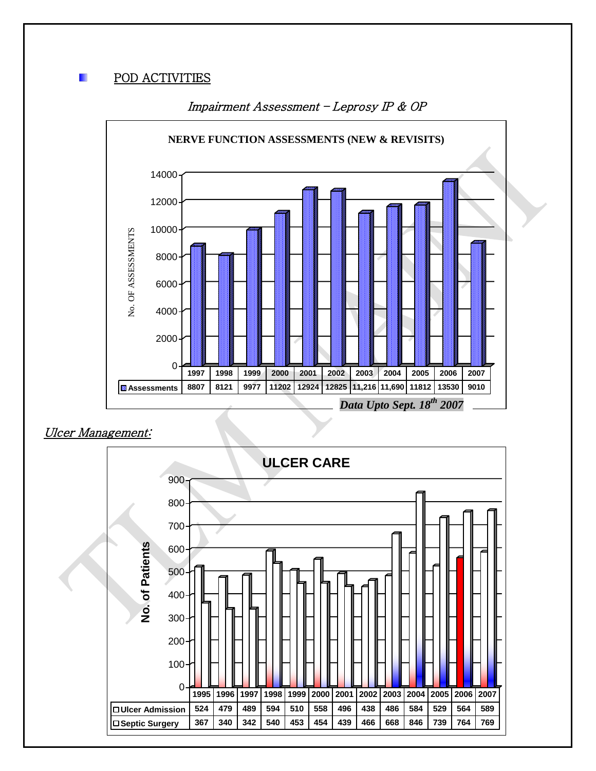## POD ACTIVITIES

*Impairment Assessment – Leprosy IP & OP*

**NERVE FUNCTION ASSESSMENTS (NEW & REVISITS)**

| | 1997 | 1998 | 1999 | 2000 | 2001 | 2002 | 2003 | 2004 | 2005 | 2006 | 2007 |
|---|---|---|---|---|---|---|---|---|---|---|---|
| Assessments | 8807 | 8121 | 9977 | 11202 | 12924 | 12825 | 11,216 | 11,690 | 11812 | 13530 | 9010 |

***Data Upto Sept. 18th 2007***

*Ulcer Management:*

**ULCER CARE**

| | 1995 | 1996 | 1997 | 1998 | 1999 | 2000 | 2001 | 2002 | 2003 | 2004 | 2005 | 2006 | 2007 |
|---|---|---|---|---|---|---|---|---|---|---|---|---|---|
| Ulcer Admission | 524 | 479 | 489 | 594 | 510 | 558 | 496 | 438 | 486 | 584 | 529 | 564 | 589 |
| Septic Surgery | 367 | 340 | 342 | 540 | 453 | 454 | 439 | 466 | 668 | 846 | 739 | 764 | 769 |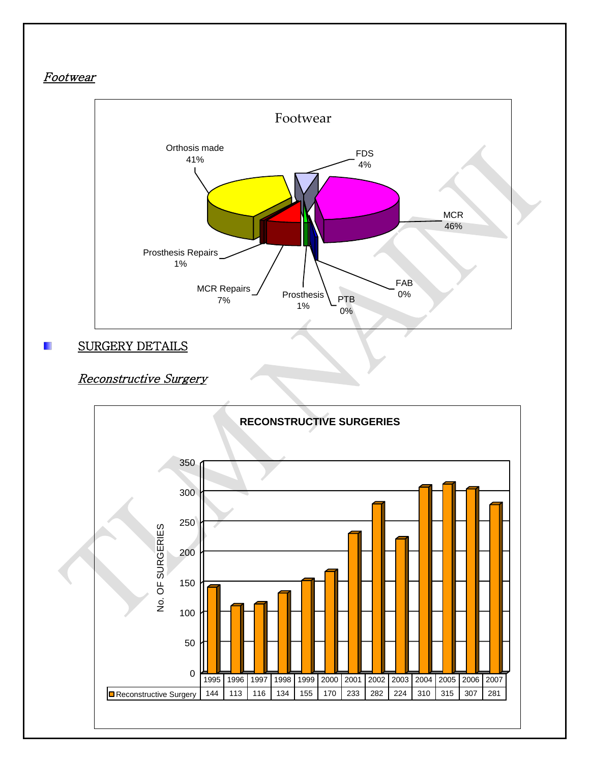*Footwear*

Footwear

| Category | Percentage |
|---|---|
| Orthosis made | 41% |
| FDS | 4% |
| MCR | 46% |
| FAB | 0% |
| PTB | 0% |
| Prosthesis | 1% |
| MCR Repairs | 7% |
| Prosthesis Repairs | 1% |

## SURGERY DETAILS

### *Reconstructive Surgery*

**RECONSTRUCTIVE SURGERIES**

| | 1995 | 1996 | 1997 | 1998 | 1999 | 2000 | 2001 | 2002 | 2003 | 2004 | 2005 | 2006 | 2007 |
|---|---|---|---|---|---|---|---|---|---|---|---|---|---|
| Reconstructive Surgery | 144 | 113 | 116 | 134 | 155 | 170 | 233 | 282 | 224 | 310 | 315 | 307 | 281 |

No. OF SURGERIES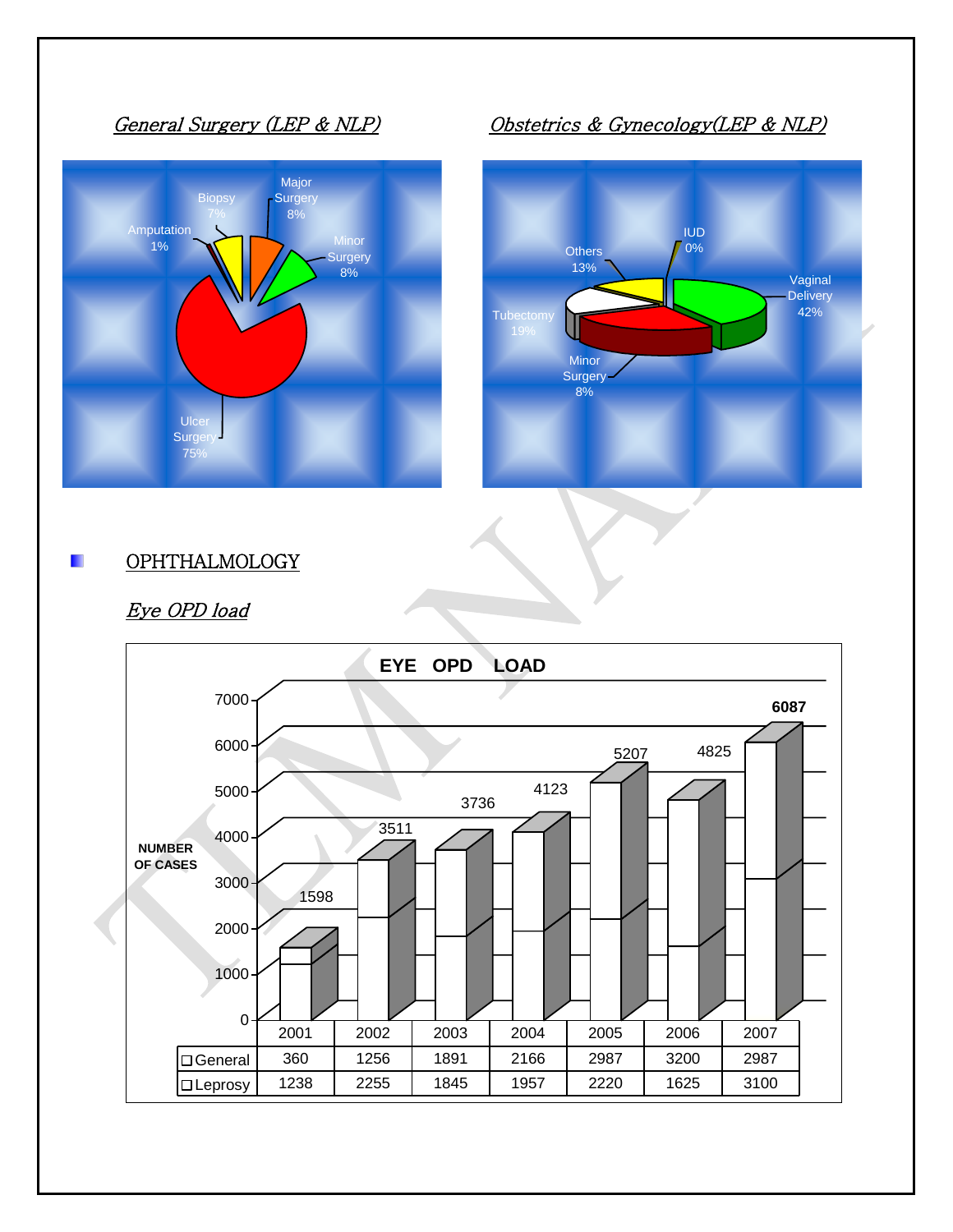*General Surgery (LEP & NLP)*

Amputation 1%
Biopsy 7%
Major Surgery 8%
Minor Surgery 8%
Ulcer Surgery 75%

*Obstetrics & Gynecology(LEP & NLP)*

IUD 0%
Others 13%
Vaginal Delivery 42%
Tubectomy 19%
Minor Surgery 8%

## OPHTHALMOLOGY

*Eye OPD load*

**EYE OPD LOAD**

NUMBER OF CASES

| | 2001 | 2002 | 2003 | 2004 | 2005 | 2006 | 2007 |
|---|---|---|---|---|---|---|---|
| General | 360 | 1256 | 1891 | 2166 | 2987 | 3200 | 2987 |
| Leprosy | 1238 | 2255 | 1845 | 1957 | 2220 | 1625 | 3100 |
| Total | 1598 | 3511 | 3736 | 4123 | 5207 | 4825 | 6087 |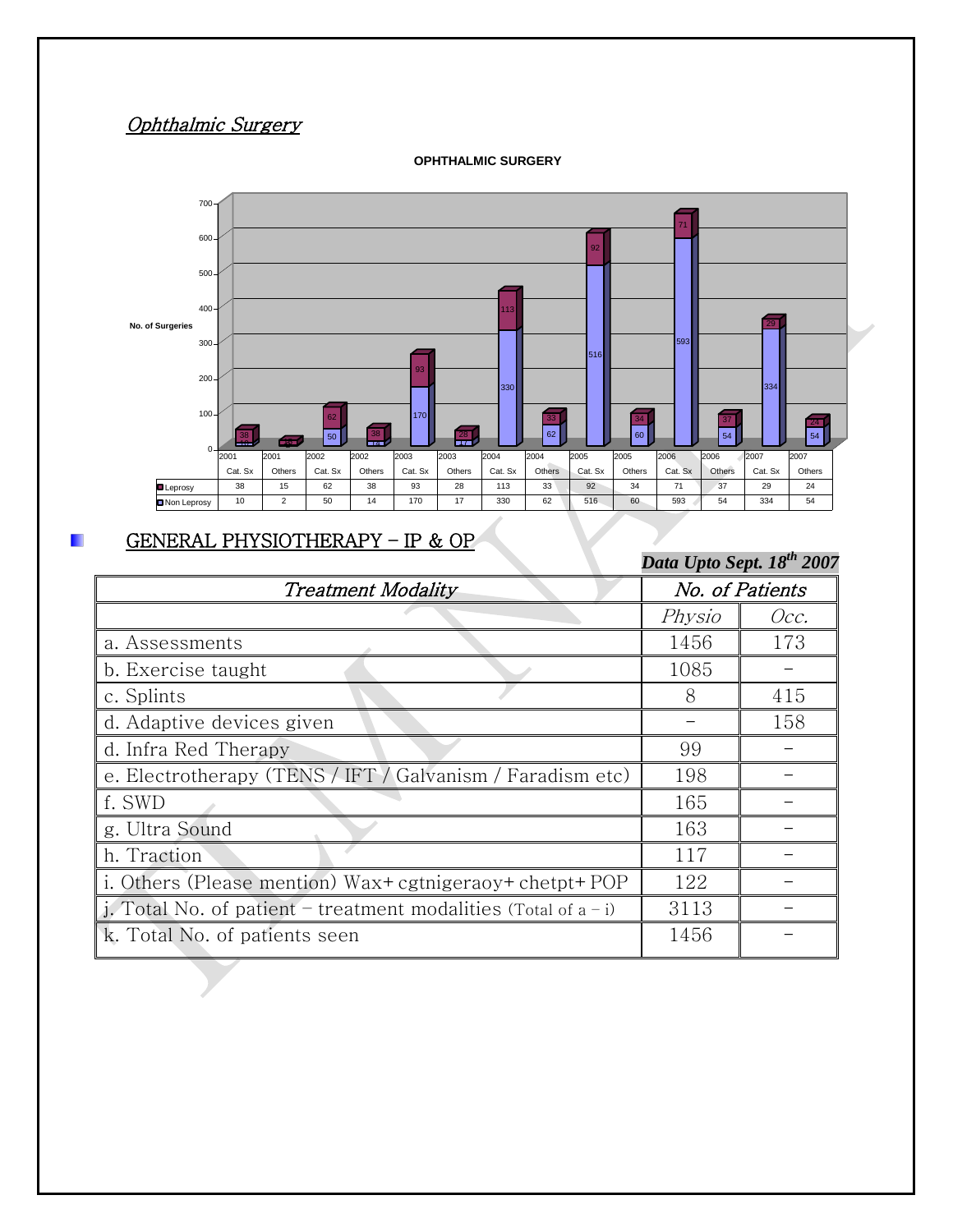## Ophthalmic Surgery

**OPHTHALMIC SURGERY**

| | 2001 Cat. Sx | 2001 Others | 2002 Cat. Sx | 2002 Others | 2003 Cat. Sx | 2003 Others | 2004 Cat. Sx | 2004 Others | 2005 Cat. Sx | 2005 Others | 2006 Cat. Sx | 2006 Others | 2007 Cat. Sx | 2007 Others |
|---|---|---|---|---|---|---|---|---|---|---|---|---|---|---|
| Leprosy | 38 | 15 | 62 | 38 | 93 | 28 | 113 | 33 | 92 | 34 | 71 | 37 | 29 | 24 |
| Non Leprosy | 10 | 2 | 50 | 14 | 170 | 17 | 330 | 62 | 516 | 60 | 593 | 54 | 334 | 54 |

## GENERAL PHYSIOTHERAPY – IP & OP

***Data Upto Sept. 18th 2007***

| *Treatment Modality* | *No. of Patients* | |
|---|---|---|
| | *Physio* | *Occ.* |
| a. Assessments | 1456 | 173 |
| b. Exercise taught | 1085 | – |
| c. Splints | 8 | 415 |
| d. Adaptive devices given | – | 158 |
| d. Infra Red Therapy | 99 | – |
| e. Electrotherapy (TENS / IFT / Galvanism / Faradism etc) | 198 | – |
| f. SWD | 165 | – |
| g. Ultra Sound | 163 | – |
| h. Traction | 117 | – |
| i. Others (Please mention) Wax+ cgtnigeraoy+ chetpt+ POP | 122 | – |
| j. Total No. of patient – treatment modalities (Total of a – i) | 3113 | – |
| k. Total No. of patients seen | 1456 | – |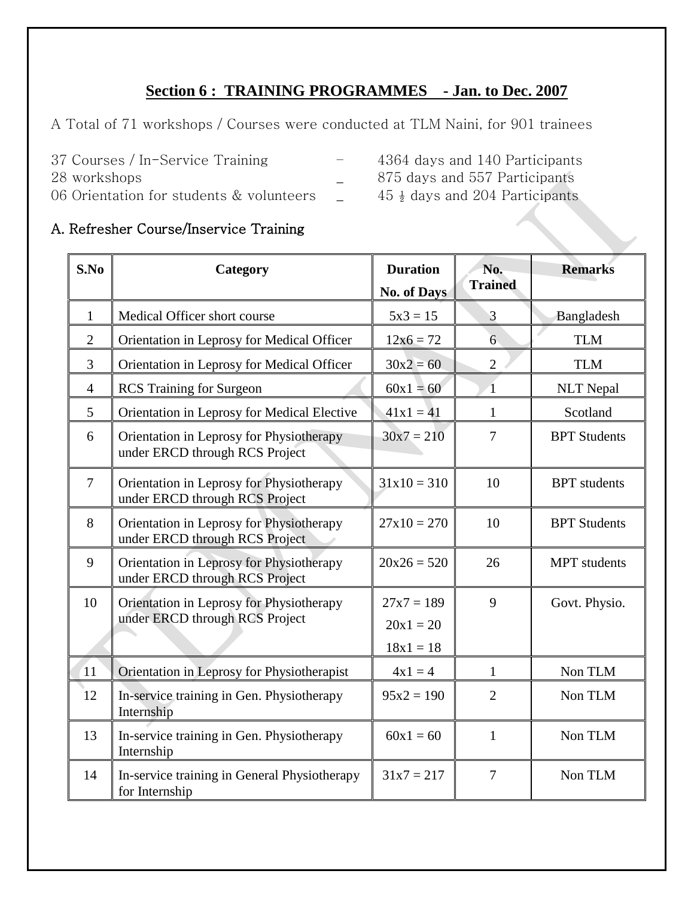## Section 6 : TRAINING PROGRAMMES - Jan. to Dec. 2007

A Total of 71 workshops / Courses were conducted at TLM Naini, for 901 trainees

37 Courses / In-Service Training – 4364 days and 140 Participants
28 workshops _ 875 days and 557 Participants
06 Orientation for students & volunteers _ 45 ½ days and 204 Participants

### A. Refresher Course/Inservice Training

| S.No | Category | Duration No. of Days | No. Trained | Remarks |
|---|---|---|---|---|
| 1 | Medical Officer short course | 5x3 = 15 | 3 | Bangladesh |
| 2 | Orientation in Leprosy for Medical Officer | 12x6 = 72 | 6 | TLM |
| 3 | Orientation in Leprosy for Medical Officer | 30x2 = 60 | 2 | TLM |
| 4 | RCS Training for Surgeon | 60x1 = 60 | 1 | NLT Nepal |
| 5 | Orientation in Leprosy for Medical Elective | 41x1 = 41 | 1 | Scotland |
| 6 | Orientation in Leprosy for Physiotherapy under ERCD through RCS Project | 30x7 = 210 | 7 | BPT Students |
| 7 | Orientation in Leprosy for Physiotherapy under ERCD through RCS Project | 31x10 = 310 | 10 | BPT students |
| 8 | Orientation in Leprosy for Physiotherapy under ERCD through RCS Project | 27x10 = 270 | 10 | BPT Students |
| 9 | Orientation in Leprosy for Physiotherapy under ERCD through RCS Project | 20x26 = 520 | 26 | MPT students |
| 10 | Orientation in Leprosy for Physiotherapy under ERCD through RCS Project | 27x7 = 189<br>20x1 = 20<br>18x1 = 18 | 9 | Govt. Physio. |
| 11 | Orientation in Leprosy for Physiotherapist | 4x1 = 4 | 1 | Non TLM |
| 12 | In-service training in Gen. Physiotherapy Internship | 95x2 = 190 | 2 | Non TLM |
| 13 | In-service training in Gen. Physiotherapy Internship | 60x1 = 60 | 1 | Non TLM |
| 14 | In-service training in General Physiotherapy for Internship | 31x7 = 217 | 7 | Non TLM |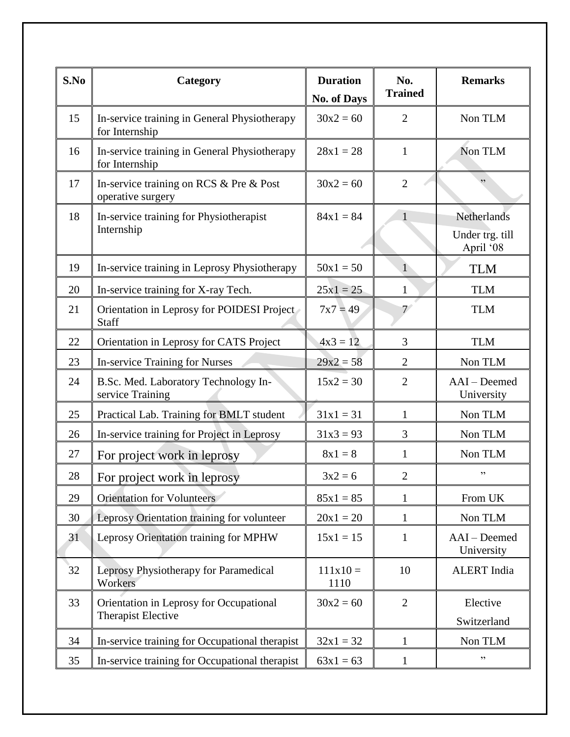| S.No | Category | Duration No. of Days | No. Trained | Remarks |
|---|---|---|---|---|
| 15 | In-service training in General Physiotherapy for Internship | 30x2 = 60 | 2 | Non TLM |
| 16 | In-service training in General Physiotherapy for Internship | 28x1 = 28 | 1 | Non TLM |
| 17 | In-service training on RCS & Pre & Post operative surgery | 30x2 = 60 | 2 | ” |
| 18 | In-service training for Physiotherapist Internship | 84x1 = 84 | 1 | Netherlands Under trg. till April ‘08 |
| 19 | In-service training in Leprosy Physiotherapy | 50x1 = 50 | 1 | TLM |
| 20 | In-service training for X-ray Tech. | 25x1 = 25 | 1 | TLM |
| 21 | Orientation in Leprosy for POIDESI Project Staff | 7x7 = 49 | 7 | TLM |
| 22 | Orientation in Leprosy for CATS Project | 4x3 = 12 | 3 | TLM |
| 23 | In-service Training for Nurses | 29x2 = 58 | 2 | Non TLM |
| 24 | B.Sc. Med. Laboratory Technology In-service Training | 15x2 = 30 | 2 | AAI – Deemed University |
| 25 | Practical Lab. Training for BMLT student | 31x1 = 31 | 1 | Non TLM |
| 26 | In-service training for Project in Leprosy | 31x3 = 93 | 3 | Non TLM |
| 27 | For project work in leprosy | 8x1 = 8 | 1 | Non TLM |
| 28 | For project work in leprosy | 3x2 = 6 | 2 | ” |
| 29 | Orientation for Volunteers | 85x1 = 85 | 1 | From UK |
| 30 | Leprosy Orientation training for volunteer | 20x1 = 20 | 1 | Non TLM |
| 31 | Leprosy Orientation training for MPHW | 15x1 = 15 | 1 | AAI – Deemed University |
| 32 | Leprosy Physiotherapy for Paramedical Workers | 111x10 = 1110 | 10 | ALERT India |
| 33 | Orientation in Leprosy for Occupational Therapist Elective | 30x2 = 60 | 2 | Elective Switzerland |
| 34 | In-service training for Occupational therapist | 32x1 = 32 | 1 | Non TLM |
| 35 | In-service training for Occupational therapist | 63x1 = 63 | 1 | ” |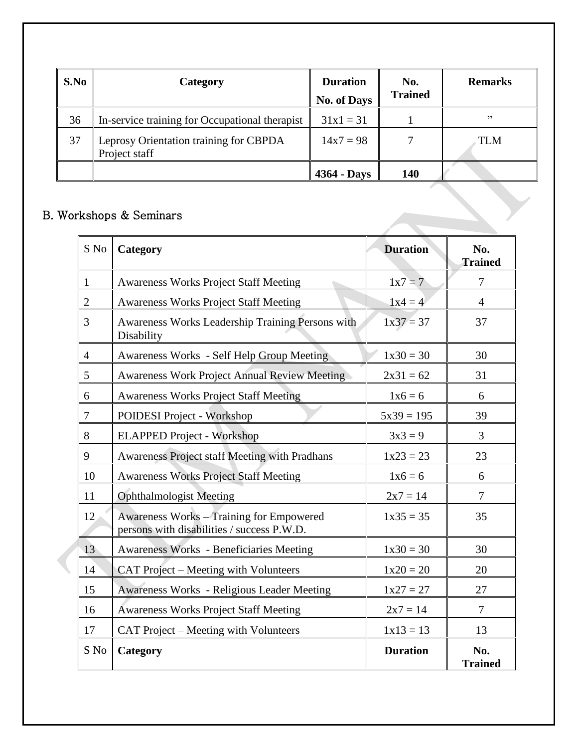| S.No | Category | Duration No. of Days | No. Trained | Remarks |
|---|---|---|---|---|
| 36 | In-service training for Occupational therapist | 31x1 = 31 | 1 | ” |
| 37 | Leprosy Orientation training for CBPDA Project staff | 14x7 = 98 | 7 | TLM |
| | | **4364 - Days** | **140** | |

## B. Workshops & Seminars

| S No | Category | Duration | No. Trained |
|---|---|---|---|
| 1 | Awareness Works Project Staff Meeting | 1x7 = 7 | 7 |
| 2 | Awareness Works Project Staff Meeting | 1x4 = 4 | 4 |
| 3 | Awareness Works Leadership Training Persons with Disability | 1x37 = 37 | 37 |
| 4 | Awareness Works - Self Help Group Meeting | 1x30 = 30 | 30 |
| 5 | Awareness Work Project Annual Review Meeting | 2x31 = 62 | 31 |
| 6 | Awareness Works Project Staff Meeting | 1x6 = 6 | 6 |
| 7 | POIDESI Project - Workshop | 5x39 = 195 | 39 |
| 8 | ELAPPED Project - Workshop | 3x3 = 9 | 3 |
| 9 | Awareness Project staff Meeting with Pradhans | 1x23 = 23 | 23 |
| 10 | Awareness Works Project Staff Meeting | 1x6 = 6 | 6 |
| 11 | Ophthalmologist Meeting | 2x7 = 14 | 7 |
| 12 | Awareness Works – Training for Empowered persons with disabilities / success P.W.D. | 1x35 = 35 | 35 |
| 13 | Awareness Works - Beneficiaries Meeting | 1x30 = 30 | 30 |
| 14 | CAT Project – Meeting with Volunteers | 1x20 = 20 | 20 |
| 15 | Awareness Works - Religious Leader Meeting | 1x27 = 27 | 27 |
| 16 | Awareness Works Project Staff Meeting | 2x7 = 14 | 7 |
| 17 | CAT Project – Meeting with Volunteers | 1x13 = 13 | 13 |
| S No | Category | Duration | No. Trained |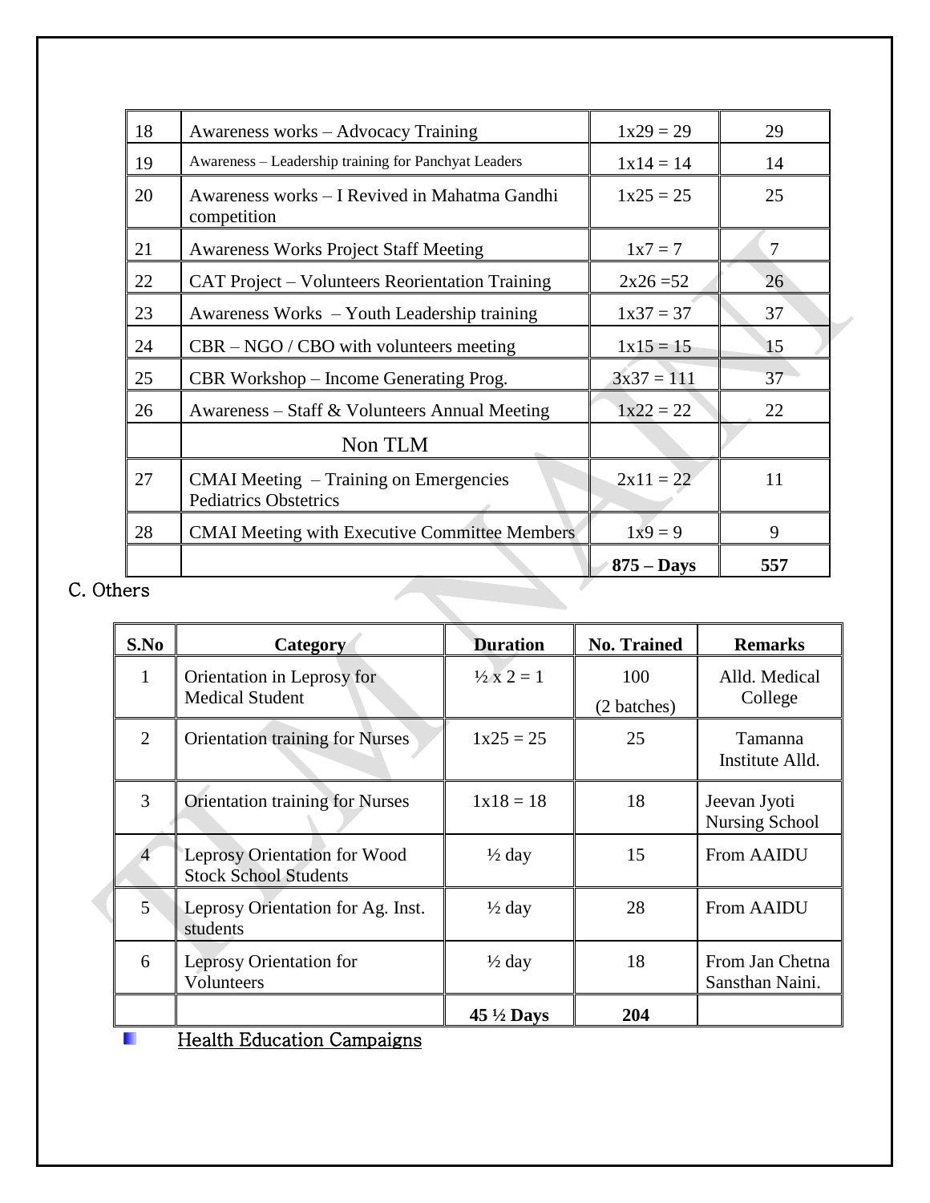| | | | |
|---|---|---|---|
| 18 | Awareness works – Advocacy Training | 1x29 = 29 | 29 |
| 19 | Awareness – Leadership training for Panchyat Leaders | 1x14 = 14 | 14 |
| 20 | Awareness works – I Revived in Mahatma Gandhi competition | 1x25 = 25 | 25 |
| 21 | Awareness Works Project Staff Meeting | 1x7 = 7 | 7 |
| 22 | CAT Project – Volunteers Reorientation Training | 2x26 =52 | 26 |
| 23 | Awareness Works – Youth Leadership training | 1x37 = 37 | 37 |
| 24 | CBR – NGO / CBO with volunteers meeting | 1x15 = 15 | 15 |
| 25 | CBR Workshop – Income Generating Prog. | 3x37 = 111 | 37 |
| 26 | Awareness – Staff & Volunteers Annual Meeting | 1x22 = 22 | 22 |
| | Non TLM | | |
| 27 | CMAI Meeting – Training on Emergencies Pediatrics Obstetrics | 2x11 = 22 | 11 |
| 28 | CMAI Meeting with Executive Committee Members | 1x9 = 9 | 9 |
| | | **875 – Days** | **557** |

C. Others

| S.No | Category | Duration | No. Trained | Remarks |
|---|---|---|---|---|
| 1 | Orientation in Leprosy for Medical Student | ½ x 2 = 1 | 100 (2 batches) | Alld. Medical College |
| 2 | Orientation training for Nurses | 1x25 = 25 | 25 | Tamanna Institute Alld. |
| 3 | Orientation training for Nurses | 1x18 = 18 | 18 | Jeevan Jyoti Nursing School |
| 4 | Leprosy Orientation for Wood Stock School Students | ½ day | 15 | From AAIDU |
| 5 | Leprosy Orientation for Ag. Inst. students | ½ day | 28 | From AAIDU |
| 6 | Leprosy Orientation for Volunteers | ½ day | 18 | From Jan Chetna Sansthan Naini. |
| | | **45 ½ Days** | **204** | |

- Health Education Campaigns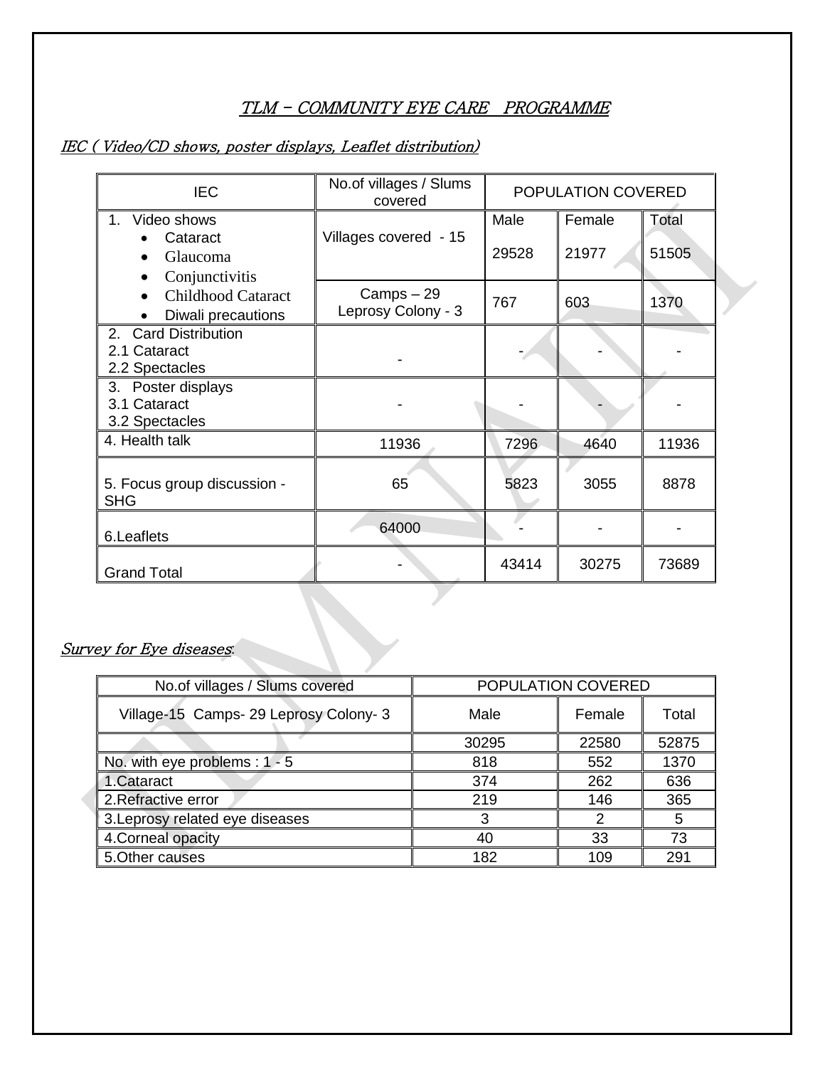# TLM – COMMUNITY EYE CARE PROGRAMME

## IEC ( Video/CD shows, poster displays, Leaflet distribution)

| IEC | No.of villages / Slums covered | POPULATION COVERED | | |
|---|---|---|---|---|
| | | Male | Female | Total |
| 1. Video shows<br>• Cataract<br>• Glaucoma<br>• Conjunctivitis<br>• Childhood Cataract<br>• Diwali precautions | Villages covered - 15 | 29528 | 21977 | 51505 |
| | Camps – 29<br>Leprosy Colony - 3 | 767 | 603 | 1370 |
| 2. Card Distribution<br>2.1 Cataract<br>2.2 Spectacles | - | - | - | - |
| 3. Poster displays<br>3.1 Cataract<br>3.2 Spectacles | - | - | - | - |
| 4. Health talk | 11936 | 7296 | 4640 | 11936 |
| 5. Focus group discussion - SHG | 65 | 5823 | 3055 | 8878 |
| 6.Leaflets | 64000 | - | - | - |
| Grand Total | - | 43414 | 30275 | 73689 |

## Survey for Eye diseases:

| No.of villages / Slums covered | POPULATION COVERED | | |
|---|---|---|---|
| Village-15 Camps- 29 Leprosy Colony- 3 | Male | Female | Total |
| | 30295 | 22580 | 52875 |
| No. with eye problems : 1 - 5 | 818 | 552 | 1370 |
| 1.Cataract | 374 | 262 | 636 |
| 2.Refractive error | 219 | 146 | 365 |
| 3.Leprosy related eye diseases | 3 | 2 | 5 |
| 4.Corneal opacity | 40 | 33 | 73 |
| 5.Other causes | 182 | 109 | 291 |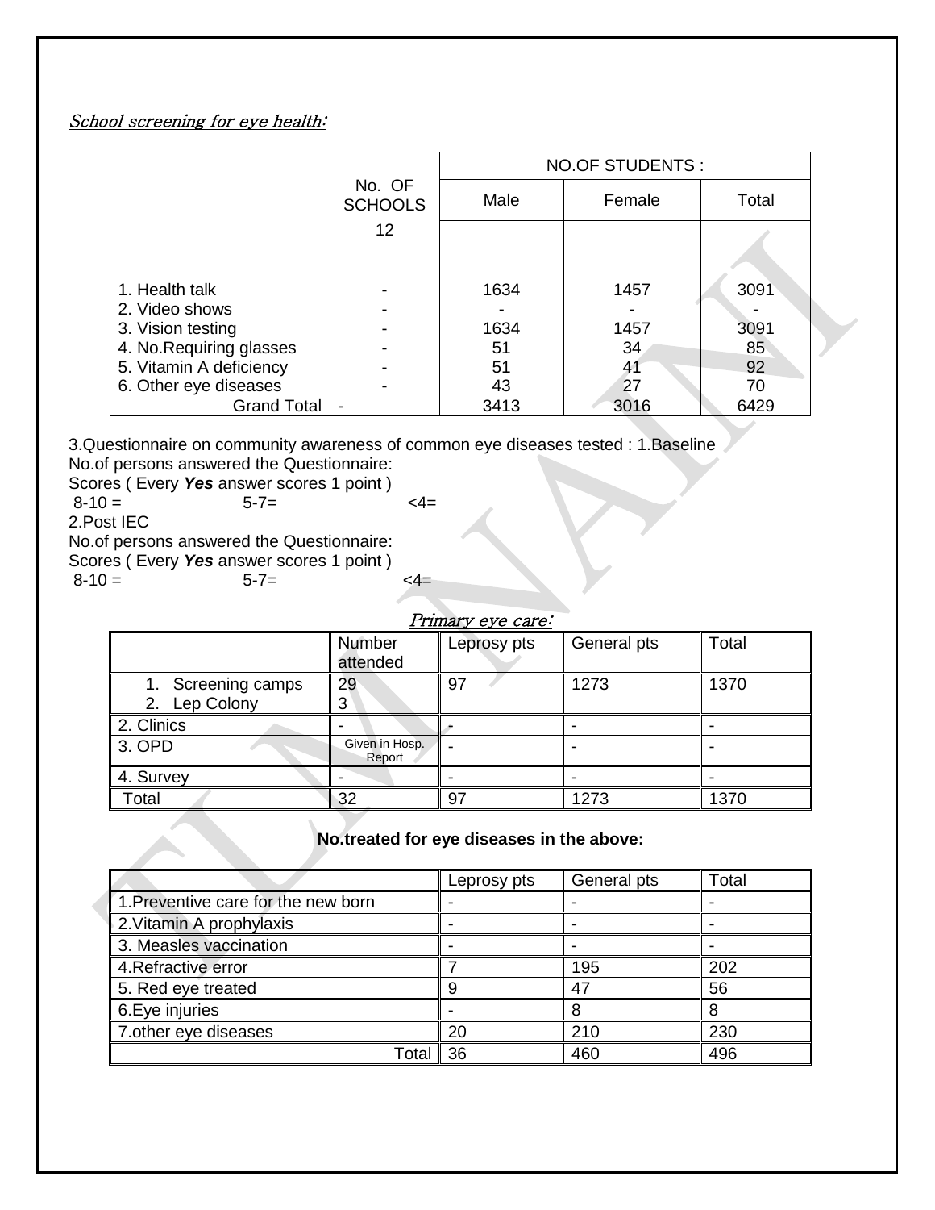*School screening for eye health:*

| | No. OF SCHOOLS | NO.OF STUDENTS : | | |
|---|---|---|---|---|
| | | Male | Female | Total |
| | 12 | | | |
| 1. Health talk | - | 1634 | 1457 | 3091 |
| 2. Video shows | - | - | - | - |
| 3. Vision testing | - | 1634 | 1457 | 3091 |
| 4. No.Requiring glasses | - | 51 | 34 | 85 |
| 5. Vitamin A deficiency | - | 51 | 41 | 92 |
| 6. Other eye diseases | - | 43 | 27 | 70 |
| Grand Total | - | 3413 | 3016 | 6429 |

3.Questionnaire on community awareness of common eye diseases tested : 1.Baseline
No.of persons answered the Questionnaire:
Scores ( Every ***Yes*** answer scores 1 point )
8-10 = 5-7= <4=
2.Post IEC
No.of persons answered the Questionnaire:
Scores ( Every ***Yes*** answer scores 1 point )
8-10 = 5-7= <4=

*Primary eye care:*

| | Number attended | Leprosy pts | General pts | Total |
|---|---|---|---|---|
| 1. Screening camps<br>2. Lep Colony | 29<br>3 | 97 | 1273 | 1370 |
| 2. Clinics | - | - | - | - |
| 3. OPD | Given in Hosp. Report | - | - | - |
| 4. Survey | - | - | - | - |
| Total | 32 | 97 | 1273 | 1370 |

**No.treated for eye diseases in the above:**

| | Leprosy pts | General pts | Total |
|---|---|---|---|
| 1.Preventive care for the new born | - | - | - |
| 2.Vitamin A prophylaxis | - | - | - |
| 3. Measles vaccination | - | - | - |
| 4.Refractive error | 7 | 195 | 202 |
| 5. Red eye treated | 9 | 47 | 56 |
| 6.Eye injuries | - | 8 | 8 |
| 7.other eye diseases | 20 | 210 | 230 |
| Total | 36 | 460 | 496 |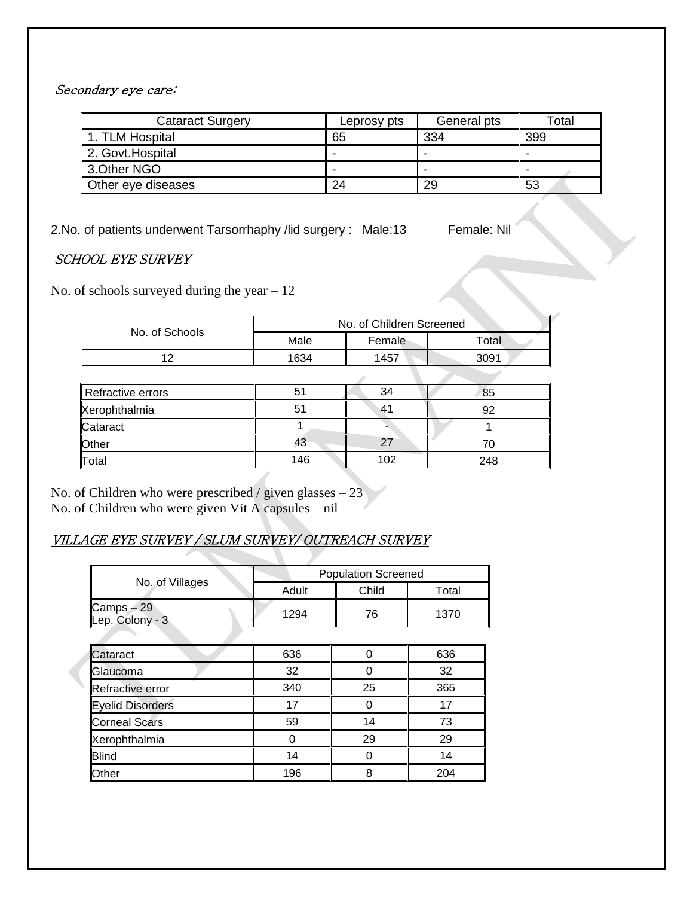*Secondary eye care:*

| Cataract Surgery | Leprosy pts | General pts | Total |
|---|---|---|---|
| 1. TLM Hospital | 65 | 334 | 399 |
| 2. Govt.Hospital | - | - | - |
| 3.Other NGO | - | - | - |
| Other eye diseases | 24 | 29 | 53 |

2.No. of patients underwent Tarsorrhaphy /lid surgery : Male:13 Female: Nil

*SCHOOL EYE SURVEY*

No. of schools surveyed during the year – 12

| No. of Schools | No. of Children Screened | | |
|---|---|---|---|
| | Male | Female | Total |
| 12 | 1634 | 1457 | 3091 |

| | | | |
|---|---|---|---|
| Refractive errors | 51 | 34 | 85 |
| Xerophthalmia | 51 | 41 | 92 |
| Cataract | 1 | - | 1 |
| Other | 43 | 27 | 70 |
| Total | 146 | 102 | 248 |

No. of Children who were prescribed / given glasses – 23
No. of Children who were given Vit A capsules – nil

*VILLAGE EYE SURVEY / SLUM SURVEY/ OUTREACH SURVEY*

| No. of Villages | Population Screened | | |
|---|---|---|---|
| | Adult | Child | Total |
| Camps – 29<br>Lep. Colony - 3 | 1294 | 76 | 1370 |

| | | | |
|---|---|---|---|
| Cataract | 636 | 0 | 636 |
| Glaucoma | 32 | 0 | 32 |
| Refractive error | 340 | 25 | 365 |
| Eyelid Disorders | 17 | 0 | 17 |
| Corneal Scars | 59 | 14 | 73 |
| Xerophthalmia | 0 | 29 | 29 |
| Blind | 14 | 0 | 14 |
| Other | 196 | 8 | 204 |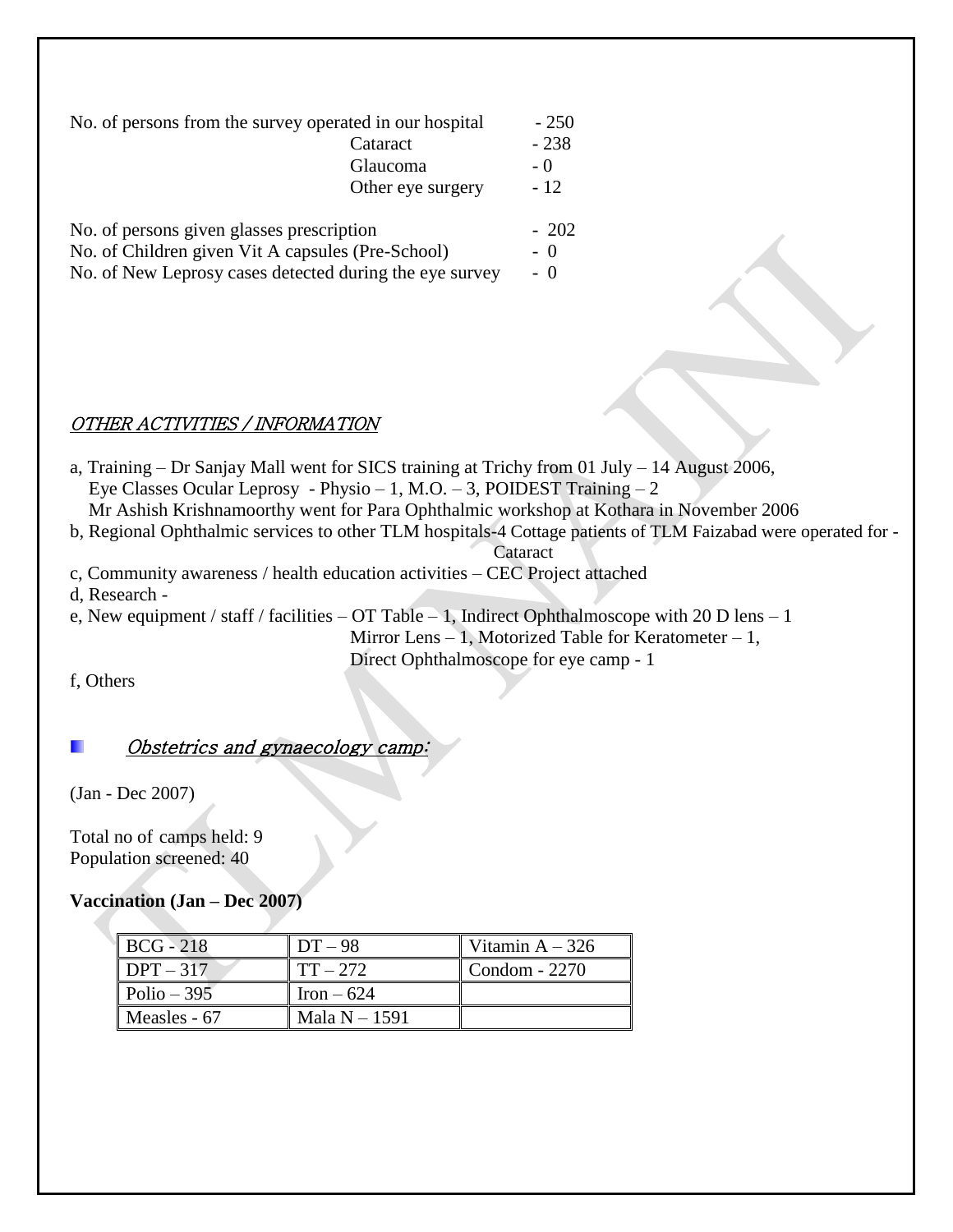No. of persons from the survey operated in our hospital - 250

- Cataract - 238
- Glaucoma - 0
- Other eye surgery - 12

No. of persons given glasses prescription - 202
No. of Children given Vit A capsules (Pre-School) - 0
No. of New Leprosy cases detected during the eye survey - 0

## *OTHER ACTIVITIES / INFORMATION*

a, Training – Dr Sanjay Mall went for SICS training at Trichy from 01 July – 14 August 2006,
Eye Classes Ocular Leprosy - Physio – 1, M.O. – 3, POIDEST Training – 2
Mr Ashish Krishnamoorthy went for Para Ophthalmic workshop at Kothara in November 2006

b, Regional Ophthalmic services to other TLM hospitals-4 Cottage patients of TLM Faizabad were operated for - Cataract

c, Community awareness / health education activities – CEC Project attached

d, Research -

e, New equipment / staff / facilities – OT Table – 1, Indirect Ophthalmoscope with 20 D lens – 1
Mirror Lens – 1, Motorized Table for Keratometer – 1,
Direct Ophthalmoscope for eye camp - 1

f, Others

## *Obstetrics and gynaecology camp:*

(Jan - Dec 2007)

Total no of camps held: 9
Population screened: 40

**Vaccination (Jan – Dec 2007)**

| BCG - 218 | DT – 98 | Vitamin A – 326 |
|---|---|---|
| DPT – 317 | TT – 272 | Condom - 2270 |
| Polio – 395 | Iron – 624 | |
| Measles - 67 | Mala N – 1591 | |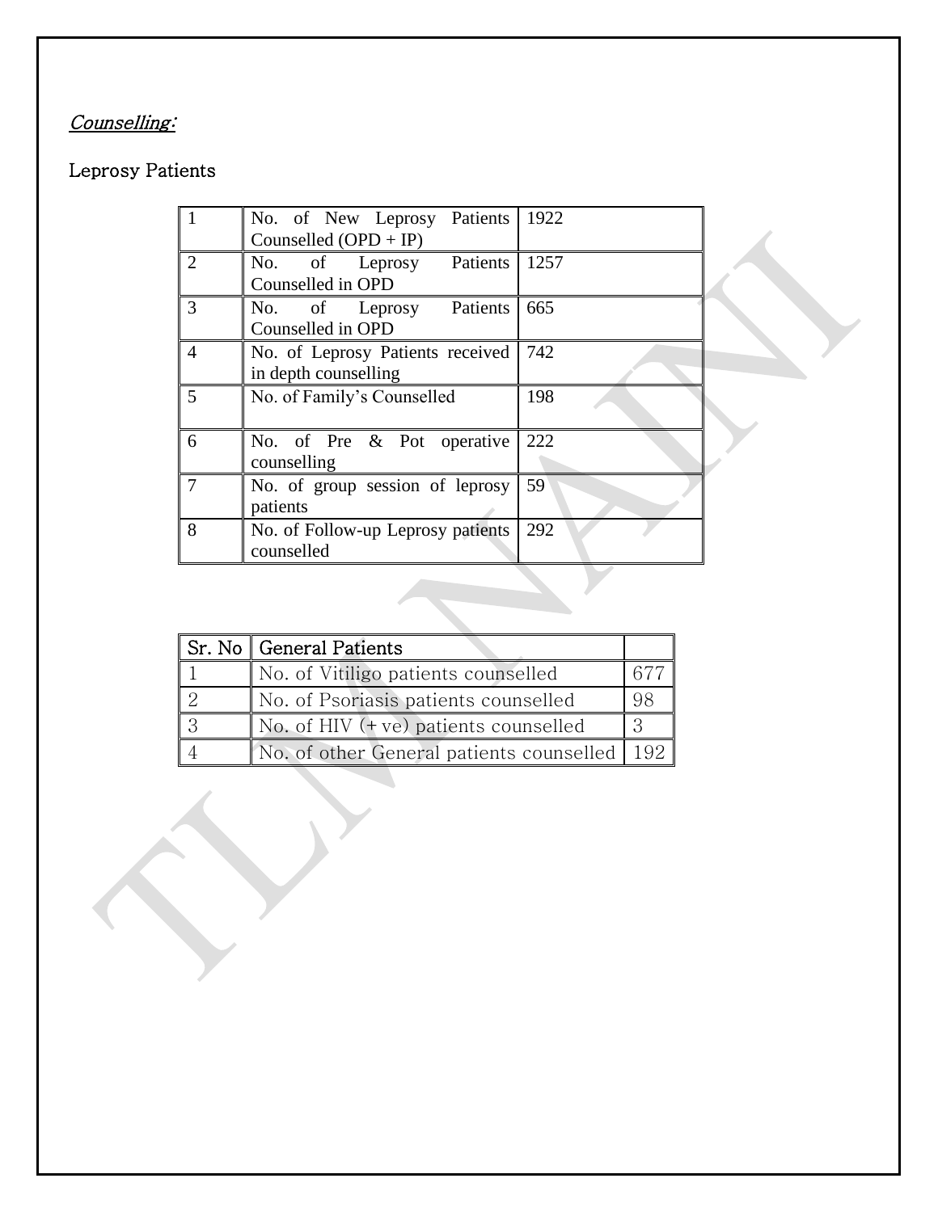*Counselling:*

Leprosy Patients

| | | |
|---|---|---|
| 1 | No. of New Leprosy Patients Counselled (OPD + IP) | 1922 |
| 2 | No. of Leprosy Patients Counselled in OPD | 1257 |
| 3 | No. of Leprosy Patients Counselled in OPD | 665 |
| 4 | No. of Leprosy Patients received in depth counselling | 742 |
| 5 | No. of Family's Counselled | 198 |
| 6 | No. of Pre & Pot operative counselling | 222 |
| 7 | No. of group session of leprosy patients | 59 |
| 8 | No. of Follow-up Leprosy patients counselled | 292 |

| Sr. No | General Patients | |
|---|---|---|
| 1 | No. of Vitiligo patients counselled | 677 |
| 2 | No. of Psoriasis patients counselled | 98 |
| 3 | No. of HIV (+ve) patients counselled | 3 |
| 4 | No. of other General patients counselled | 192 |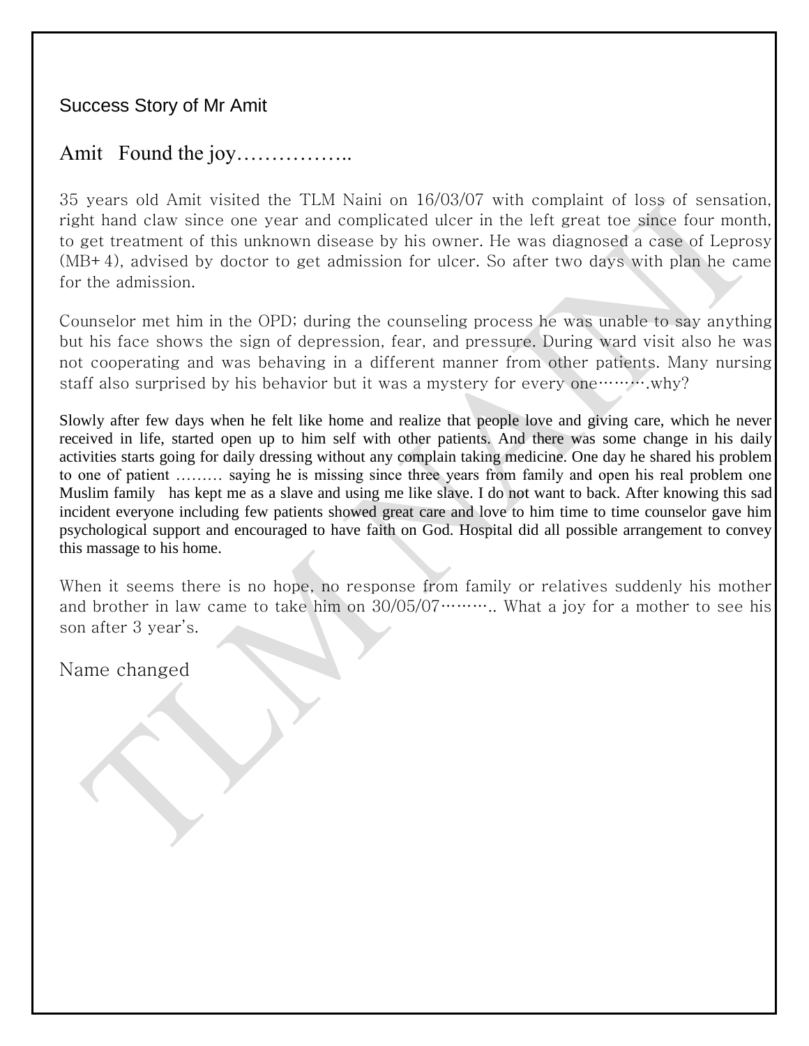# Success Story of Mr Amit

## Amit Found the joy……………..

35 years old Amit visited the TLM Naini on 16/03/07 with complaint of loss of sensation, right hand claw since one year and complicated ulcer in the left great toe since four month, to get treatment of this unknown disease by his owner. He was diagnosed a case of Leprosy (MB+ 4), advised by doctor to get admission for ulcer. So after two days with plan he came for the admission.

Counselor met him in the OPD; during the counseling process he was unable to say anything but his face shows the sign of depression, fear, and pressure. During ward visit also he was not cooperating and was behaving in a different manner from other patients. Many nursing staff also surprised by his behavior but it was a mystery for every one……….why?

Slowly after few days when he felt like home and realize that people love and giving care, which he never received in life, started open up to him self with other patients. And there was some change in his daily activities starts going for daily dressing without any complain taking medicine. One day he shared his problem to one of patient ……… saying he is missing since three years from family and open his real problem one Muslim family has kept me as a slave and using me like slave. I do not want to back. After knowing this sad incident everyone including few patients showed great care and love to him time to time counselor gave him psychological support and encouraged to have faith on God. Hospital did all possible arrangement to convey this massage to his home.

When it seems there is no hope, no response from family or relatives suddenly his mother and brother in law came to take him on 30/05/07……….. What a joy for a mother to see his son after 3 year's.

Name changed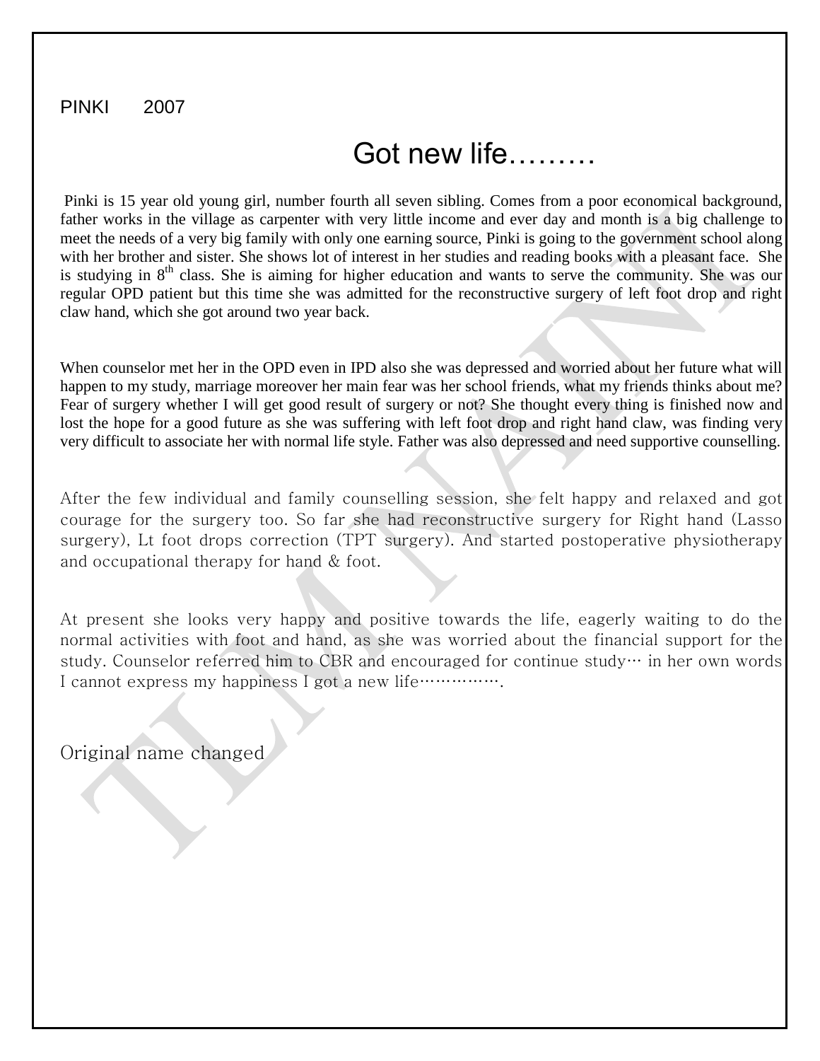PINKI 2007

# Got new life………

Pinki is 15 year old young girl, number fourth all seven sibling. Comes from a poor economical background, father works in the village as carpenter with very little income and ever day and month is a big challenge to meet the needs of a very big family with only one earning source, Pinki is going to the government school along with her brother and sister. She shows lot of interest in her studies and reading books with a pleasant face. She is studying in 8th class. She is aiming for higher education and wants to serve the community. She was our regular OPD patient but this time she was admitted for the reconstructive surgery of left foot drop and right claw hand, which she got around two year back.

When counselor met her in the OPD even in IPD also she was depressed and worried about her future what will happen to my study, marriage moreover her main fear was her school friends, what my friends thinks about me? Fear of surgery whether I will get good result of surgery or not? She thought every thing is finished now and lost the hope for a good future as she was suffering with left foot drop and right hand claw, was finding very very difficult to associate her with normal life style. Father was also depressed and need supportive counselling.

After the few individual and family counselling session, she felt happy and relaxed and got courage for the surgery too. So far she had reconstructive surgery for Right hand (Lasso surgery), Lt foot drops correction (TPT surgery). And started postoperative physiotherapy and occupational therapy for hand & foot.

At present she looks very happy and positive towards the life, eagerly waiting to do the normal activities with foot and hand, as she was worried about the financial support for the study. Counselor referred him to CBR and encouraged for continue study… in her own words I cannot express my happiness I got a new life…………….

Original name changed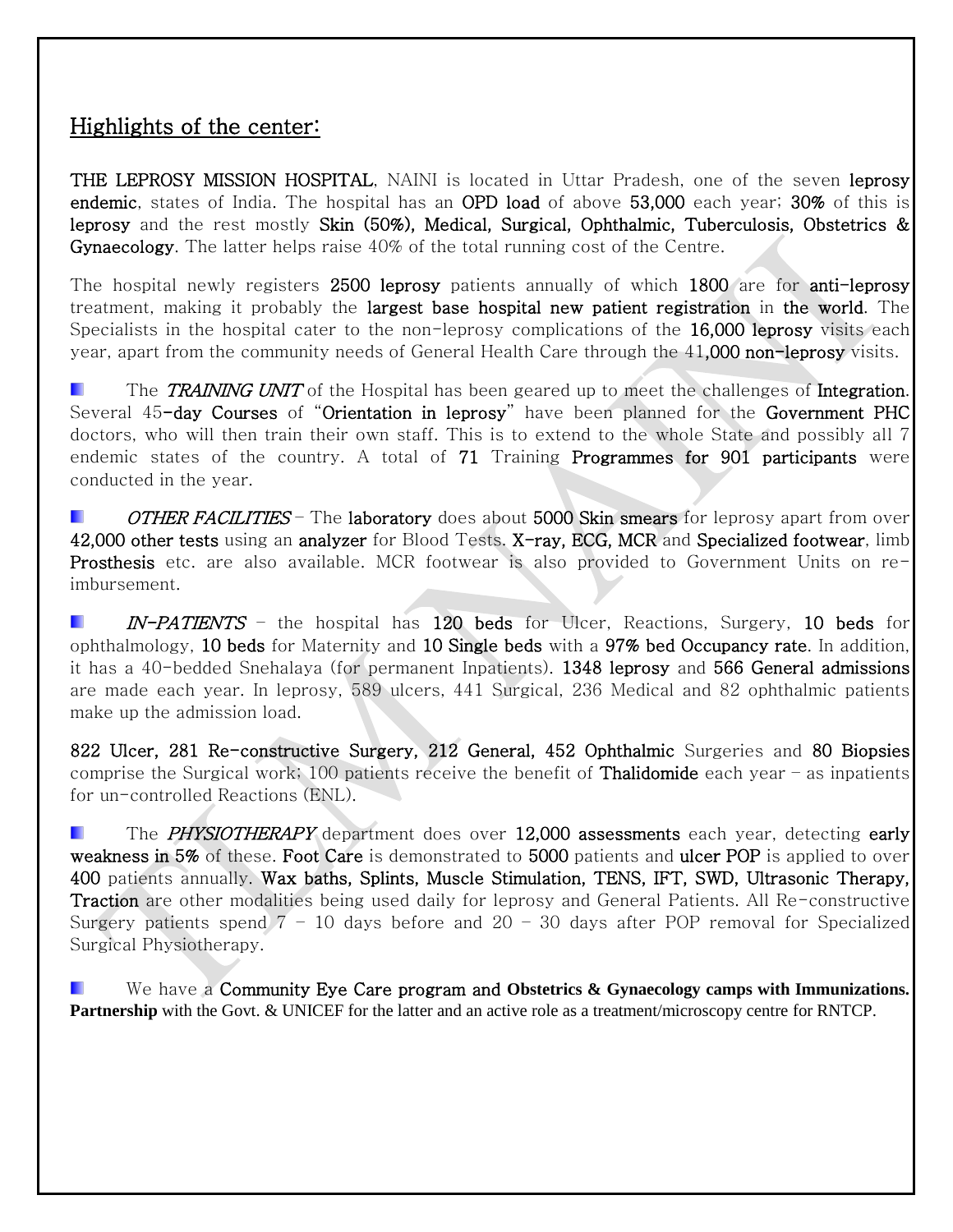## Highlights of the center:

**THE LEPROSY MISSION HOSPITAL**, NAINI is located in Uttar Pradesh, one of the seven **leprosy endemic**, states of India. The hospital has an **OPD load** of above **53,000** each year; **30%** of this is **leprosy** and the rest mostly **Skin (50%), Medical, Surgical, Ophthalmic, Tuberculosis, Obstetrics & Gynaecology**. The latter helps raise 40% of the total running cost of the Centre.

The hospital newly registers **2500 leprosy** patients annually of which **1800** are for **anti-leprosy** treatment, making it probably the **largest base hospital new patient registration** in **the world**. The Specialists in the hospital cater to the non-leprosy complications of the **16,000 leprosy** visits each year, apart from the community needs of General Health Care through the 41**,000 non-leprosy** visits.

- The ***TRAINING UNIT*** of the Hospital has been geared up to meet the challenges of **Integration**. Several 45**-day Courses** of "**Orientation in leprosy**" have been planned for the **Government PHC** doctors, who will then train their own staff. This is to extend to the whole State and possibly all 7 endemic states of the country. A total of **71** Training **Programmes for 901 participants** were conducted in the year.

- ***OTHER FACILITIES*** – The **laboratory** does about **5000 Skin smears** for leprosy apart from over **42,000 other tests** using an **analyzer** for Blood Tests. **X-ray, ECG, MCR** and **Specialized footwear**, limb **Prosthesis** etc. are also available. MCR footwear is also provided to Government Units on re-imbursement.

- ***IN-PATIENTS*** – the hospital has **120 beds** for Ulcer, Reactions, Surgery, **10 beds** for ophthalmology, **10 beds** for Maternity and **10 Single beds** with a **97% bed Occupancy rate**. In addition, it has a 40-bedded Snehalaya (for permanent Inpatients). **1348 leprosy** and **566 General admissions** are made each year. In leprosy, 589 ulcers, 441 Surgical, 236 Medical and 82 ophthalmic patients make up the admission load.

**822 Ulcer, 281 Re-constructive Surgery, 212 General, 452 Ophthalmic** Surgeries and **80 Biopsies** comprise the Surgical work; 100 patients receive the benefit of **Thalidomide** each year – as inpatients for un-controlled Reactions (ENL).

- The ***PHYSIOTHERAPY*** department does over **12,000 assessments** each year, detecting **early weakness in 5%** of these. **Foot Care** is demonstrated to **5000** patients and **ulcer POP** is applied to over **400** patients annually. **Wax baths, Splints, Muscle Stimulation, TENS, IFT, SWD, Ultrasonic Therapy, Traction** are other modalities being used daily for leprosy and General Patients. All Re-constructive Surgery patients spend 7 – 10 days before and 20 – 30 days after POP removal for Specialized Surgical Physiotherapy.

- We have a **Community Eye Care program and Obstetrics & Gynaecology camps with Immunizations. Partnership** with the Govt. & UNICEF for the latter and an active role as a treatment/microscopy centre for RNTCP.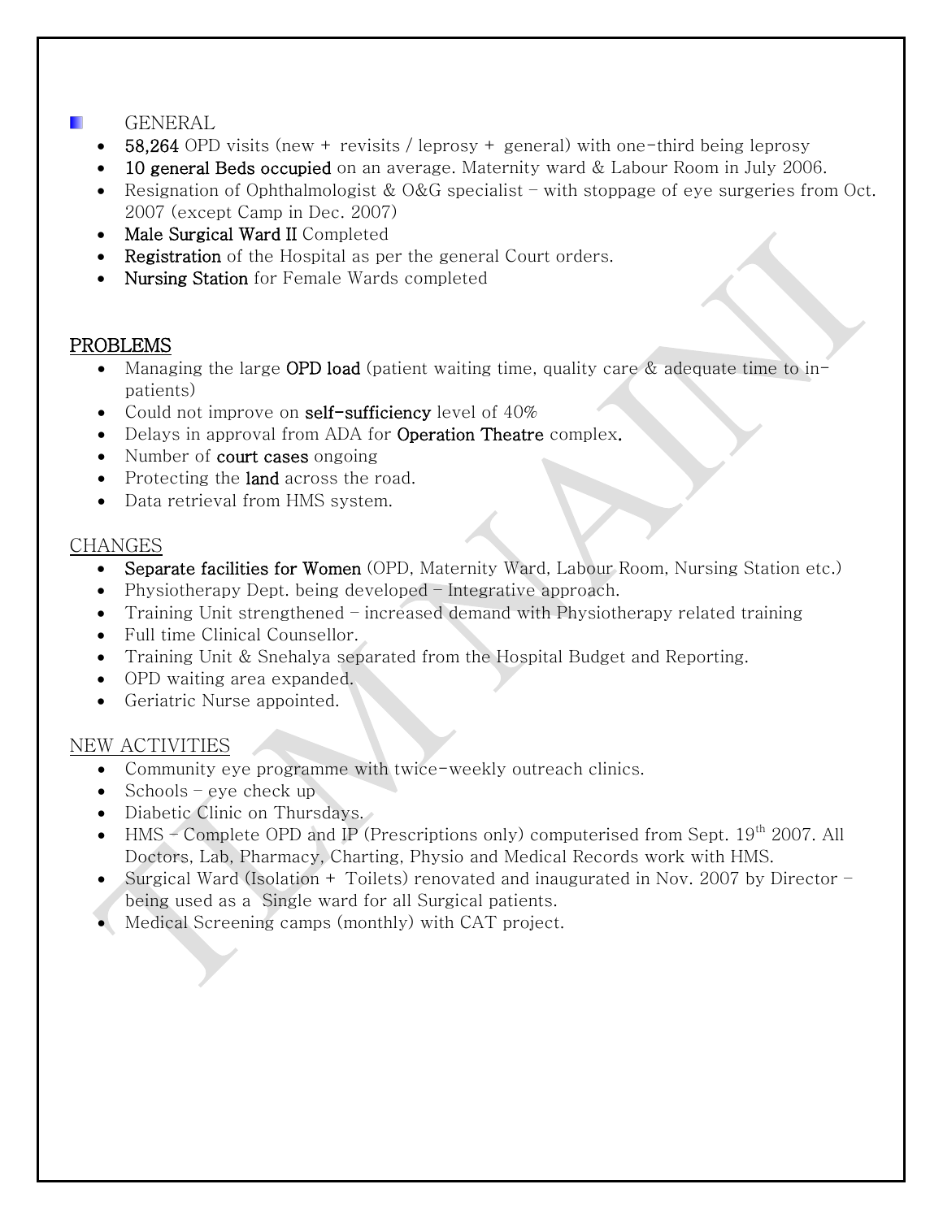## GENERAL

- **58,264** OPD visits (new + revisits / leprosy + general) with one-third being leprosy
- **10 general Beds occupied** on an average. Maternity ward & Labour Room in July 2006.
- Resignation of Ophthalmologist & O&G specialist – with stoppage of eye surgeries from Oct. 2007 (except Camp in Dec. 2007)
- **Male Surgical Ward II** Completed
- **Registration** of the Hospital as per the general Court orders.
- **Nursing Station** for Female Wards completed

## PROBLEMS

- Managing the large **OPD load** (patient waiting time, quality care & adequate time to in-patients)
- Could not improve on **self-sufficiency** level of 40%
- Delays in approval from ADA for **Operation Theatre** complex.
- Number of **court cases** ongoing
- Protecting the **land** across the road.
- Data retrieval from HMS system.

## CHANGES

- **Separate facilities for Women** (OPD, Maternity Ward, Labour Room, Nursing Station etc.)
- Physiotherapy Dept. being developed – Integrative approach.
- Training Unit strengthened – increased demand with Physiotherapy related training
- Full time Clinical Counsellor.
- Training Unit & Snehalya separated from the Hospital Budget and Reporting.
- OPD waiting area expanded.
- Geriatric Nurse appointed.

## NEW ACTIVITIES

- Community eye programme with twice-weekly outreach clinics.
- Schools – eye check up
- Diabetic Clinic on Thursdays.
- HMS – Complete OPD and IP (Prescriptions only) computerised from Sept. 19th 2007. All Doctors, Lab, Pharmacy, Charting, Physio and Medical Records work with HMS.
- Surgical Ward (Isolation + Toilets) renovated and inaugurated in Nov. 2007 by Director – being used as a Single ward for all Surgical patients.
- Medical Screening camps (monthly) with CAT project.